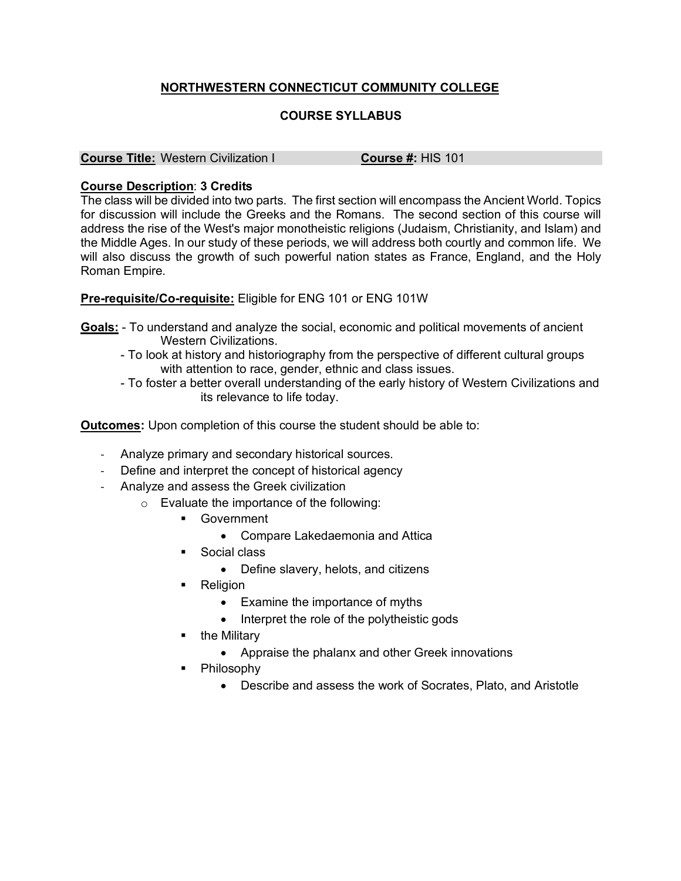# NORTHWESTERN CONNECTICUT COMMUNITY COLLEGE

## COURSE SYLLABUS

**Course Title:** Western Civilization I **Course #:** HIS 101

**Course Description**: **3 Credits**
The class will be divided into two parts. The first section will encompass the Ancient World. Topics for discussion will include the Greeks and the Romans. The second section of this course will address the rise of the West's major monotheistic religions (Judaism, Christianity, and Islam) and the Middle Ages. In our study of these periods, we will address both courtly and common life. We will also discuss the growth of such powerful nation states as France, England, and the Holy Roman Empire.

**Pre-requisite/Co-requisite:** Eligible for ENG 101 or ENG 101W

**Goals:**
- To understand and analyze the social, economic and political movements of ancient Western Civilizations.
- To look at history and historiography from the perspective of different cultural groups with attention to race, gender, ethnic and class issues.
- To foster a better overall understanding of the early history of Western Civilizations and its relevance to life today.

**Outcomes:** Upon completion of this course the student should be able to:

- Analyze primary and secondary historical sources.
- Define and interpret the concept of historical agency
- Analyze and assess the Greek civilization
  - Evaluate the importance of the following:
    - Government
      - Compare Lakedaemonia and Attica
    - Social class
      - Define slavery, helots, and citizens
    - Religion
      - Examine the importance of myths
      - Interpret the role of the polytheistic gods
    - the Military
      - Appraise the phalanx and other Greek innovations
    - Philosophy
      - Describe and assess the work of Socrates, Plato, and Aristotle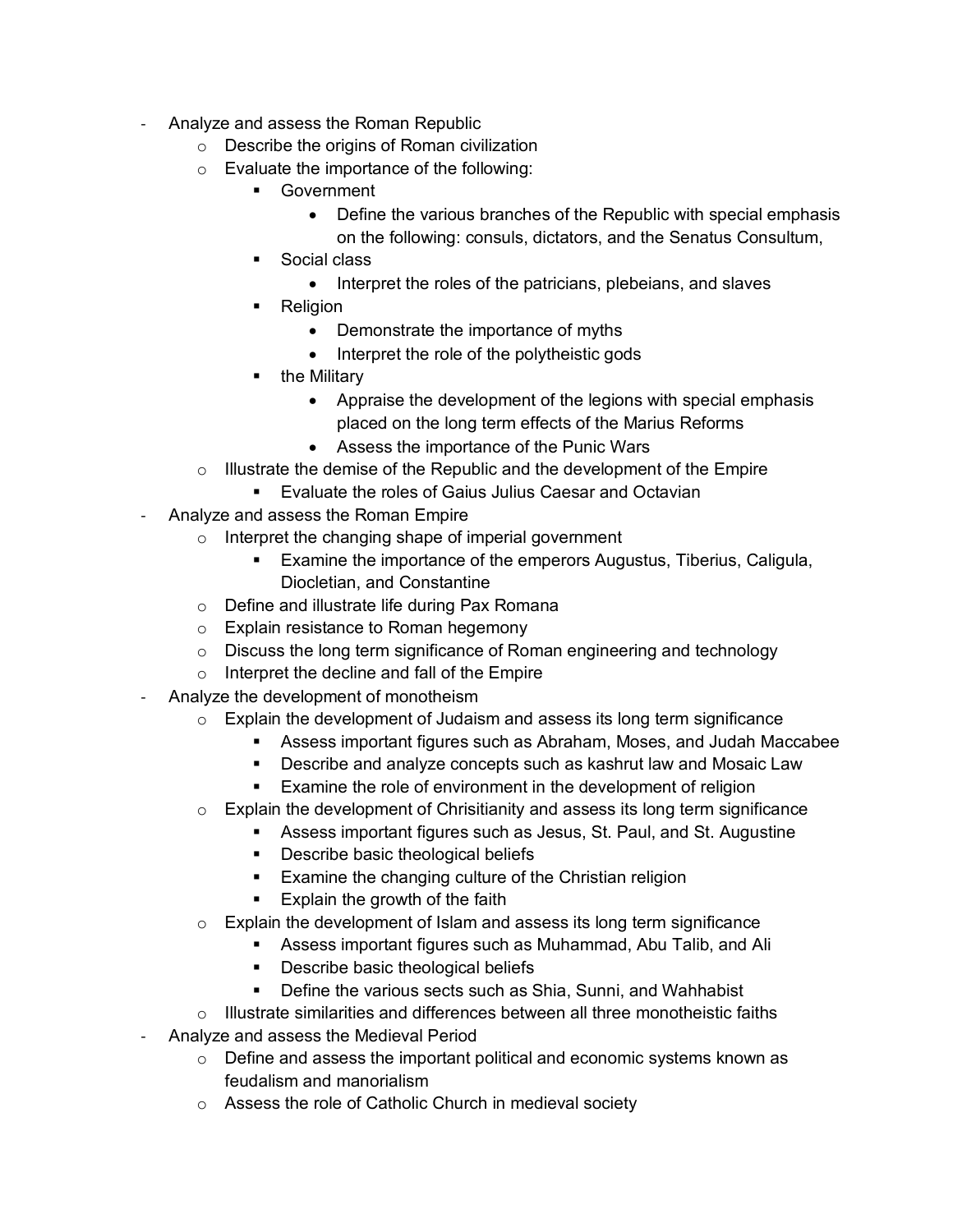- Analyze and assess the Roman Republic
    - Describe the origins of Roman civilization
    - Evaluate the importance of the following:
        - Government
            - Define the various branches of the Republic with special emphasis on the following: consuls, dictators, and the Senatus Consultum,
        - Social class
            - Interpret the roles of the patricians, plebeians, and slaves
        - Religion
            - Demonstrate the importance of myths
            - Interpret the role of the polytheistic gods
        - the Military
            - Appraise the development of the legions with special emphasis placed on the long term effects of the Marius Reforms
            - Assess the importance of the Punic Wars
    - Illustrate the demise of the Republic and the development of the Empire
        - Evaluate the roles of Gaius Julius Caesar and Octavian
- Analyze and assess the Roman Empire
    - Interpret the changing shape of imperial government
        - Examine the importance of the emperors Augustus, Tiberius, Caligula, Diocletian, and Constantine
    - Define and illustrate life during Pax Romana
    - Explain resistance to Roman hegemony
    - Discuss the long term significance of Roman engineering and technology
    - Interpret the decline and fall of the Empire
- Analyze the development of monotheism
    - Explain the development of Judaism and assess its long term significance
        - Assess important figures such as Abraham, Moses, and Judah Maccabee
        - Describe and analyze concepts such as kashrut law and Mosaic Law
        - Examine the role of environment in the development of religion
    - Explain the development of Chrisitianity and assess its long term significance
        - Assess important figures such as Jesus, St. Paul, and St. Augustine
        - Describe basic theological beliefs
        - Examine the changing culture of the Christian religion
        - Explain the growth of the faith
    - Explain the development of Islam and assess its long term significance
        - Assess important figures such as Muhammad, Abu Talib, and Ali
        - Describe basic theological beliefs
        - Define the various sects such as Shia, Sunni, and Wahhabist
    - Illustrate similarities and differences between all three monotheistic faiths
- Analyze and assess the Medieval Period
    - Define and assess the important political and economic systems known as feudalism and manorialism
    - Assess the role of Catholic Church in medieval society